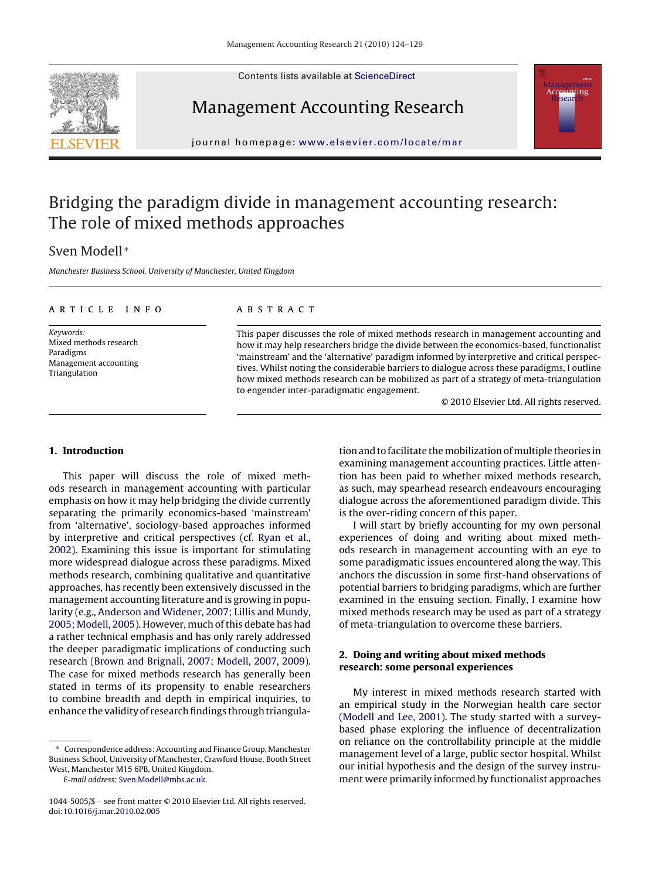# Bridging the paradigm divide in management accounting research: The role of mixed methods approaches

Sven Modell *

*Manchester Business School, University of Manchester, United Kingdom*

## ARTICLE INFO

*Keywords:*
Mixed methods research
Paradigms
Management accounting
Triangulation

## ABSTRACT

This paper discusses the role of mixed methods research in management accounting and how it may help researchers bridge the divide between the economics-based, functionalist 'mainstream' and the 'alternative' paradigm informed by interpretive and critical perspectives. Whilst noting the considerable barriers to dialogue across these paradigms, I outline how mixed methods research can be mobilized as part of a strategy of meta-triangulation to engender inter-paradigmatic engagement.

© 2010 Elsevier Ltd. All rights reserved.

## 1. Introduction

This paper will discuss the role of mixed methods research in management accounting with particular emphasis on how it may help bridging the divide currently separating the primarily economics-based 'mainstream' from 'alternative', sociology-based approaches informed by interpretive and critical perspectives (cf. Ryan et al., 2002). Examining this issue is important for stimulating more widespread dialogue across these paradigms. Mixed methods research, combining qualitative and quantitative approaches, has recently been extensively discussed in the management accounting literature and is growing in popularity (e.g., Anderson and Widener, 2007; Lillis and Mundy, 2005; Modell, 2005). However, much of this debate has had a rather technical emphasis and has only rarely addressed the deeper paradigmatic implications of conducting such research (Brown and Brignall, 2007; Modell, 2007, 2009). The case for mixed methods research has generally been stated in terms of its propensity to enable researchers to combine breadth and depth in empirical inquiries, to enhance the validity of research findings through triangulation and to facilitate the mobilization of multiple theories in examining management accounting practices. Little attention has been paid to whether mixed methods research, as such, may spearhead research endeavours encouraging dialogue across the aforementioned paradigm divide. This is the over-riding concern of this paper.

I will start by briefly accounting for my own personal experiences of doing and writing about mixed methods research in management accounting with an eye to some paradigmatic issues encountered along the way. This anchors the discussion in some first-hand observations of potential barriers to bridging paradigms, which are further examined in the ensuing section. Finally, I examine how mixed methods research may be used as part of a strategy of meta-triangulation to overcome these barriers.

## 2. Doing and writing about mixed methods research: some personal experiences

My interest in mixed methods research started with an empirical study in the Norwegian health care sector (Modell and Lee, 2001). The study started with a survey-based phase exploring the influence of decentralization on reliance on the controllability principle at the middle management level of a large, public sector hospital. Whilst our initial hypothesis and the design of the survey instrument were primarily informed by functionalist approaches

---

\* Correspondence address: Accounting and Finance Group, Manchester Business School, University of Manchester, Crawford House, Booth Street West, Manchester M15 6PB, United Kingdom.
*E-mail address:* Sven.Modell@mbs.ac.uk.

1044-5005/$ – see front matter © 2010 Elsevier Ltd. All rights reserved.
doi:10.1016/j.mar.2010.02.005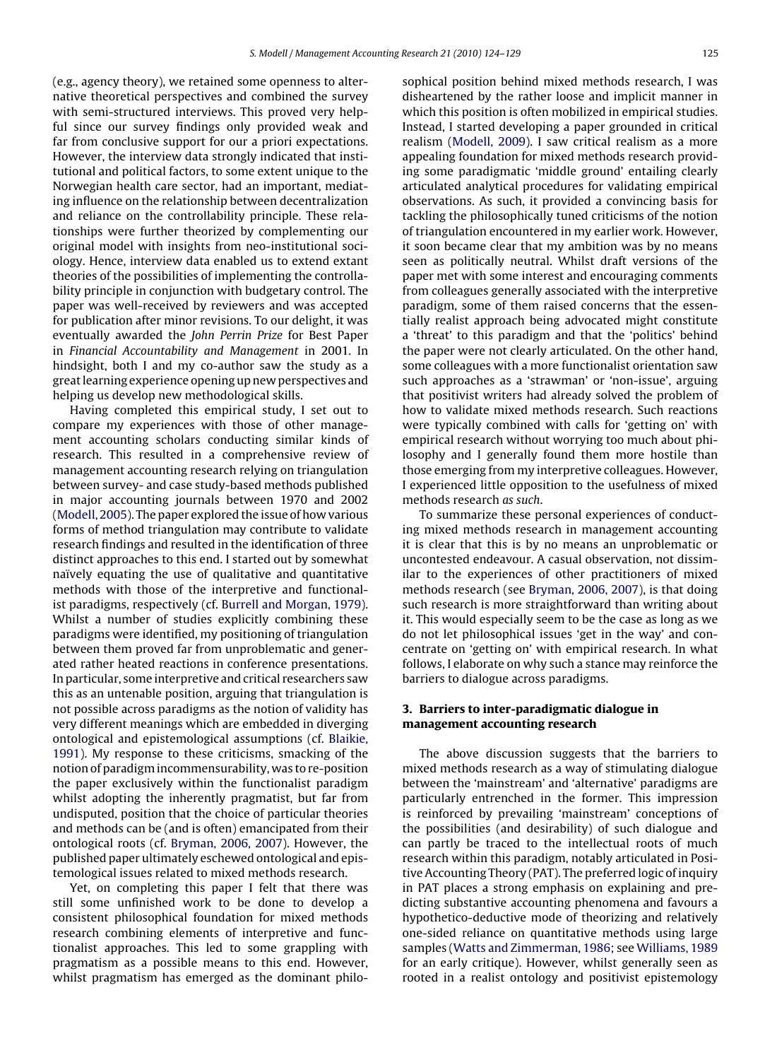(e.g., agency theory), we retained some openness to alternative theoretical perspectives and combined the survey with semi-structured interviews. This proved very helpful since our survey findings only provided weak and far from conclusive support for our a priori expectations. However, the interview data strongly indicated that institutional and political factors, to some extent unique to the Norwegian health care sector, had an important, mediating influence on the relationship between decentralization and reliance on the controllability principle. These relationships were further theorized by complementing our original model with insights from neo-institutional sociology. Hence, interview data enabled us to extend extant theories of the possibilities of implementing the controllability principle in conjunction with budgetary control. The paper was well-received by reviewers and was accepted for publication after minor revisions. To our delight, it was eventually awarded the *John Perrin Prize* for Best Paper in *Financial Accountability and Management* in 2001. In hindsight, both I and my co-author saw the study as a great learning experience opening up new perspectives and helping us develop new methodological skills.

Having completed this empirical study, I set out to compare my experiences with those of other management accounting scholars conducting similar kinds of research. This resulted in a comprehensive review of management accounting research relying on triangulation between survey- and case study-based methods published in major accounting journals between 1970 and 2002 (Modell, 2005). The paper explored the issue of how various forms of method triangulation may contribute to validate research findings and resulted in the identification of three distinct approaches to this end. I started out by somewhat naïvely equating the use of qualitative and quantitative methods with those of the interpretive and functionalist paradigms, respectively (cf. Burrell and Morgan, 1979). Whilst a number of studies explicitly combining these paradigms were identified, my positioning of triangulation between them proved far from unproblematic and generated rather heated reactions in conference presentations. In particular, some interpretive and critical researchers saw this as an untenable position, arguing that triangulation is not possible across paradigms as the notion of validity has very different meanings which are embedded in diverging ontological and epistemological assumptions (cf. Blaikie, 1991). My response to these criticisms, smacking of the notion of paradigm incommensurability, was to re-position the paper exclusively within the functionalist paradigm whilst adopting the inherently pragmatist, but far from undisputed, position that the choice of particular theories and methods can be (and is often) emancipated from their ontological roots (cf. Bryman, 2006, 2007). However, the published paper ultimately eschewed ontological and epistemological issues related to mixed methods research.

Yet, on completing this paper I felt that there was still some unfinished work to be done to develop a consistent philosophical foundation for mixed methods research combining elements of interpretive and functionalist approaches. This led to some grappling with pragmatism as a possible means to this end. However, whilst pragmatism has emerged as the dominant philosophical position behind mixed methods research, I was disheartened by the rather loose and implicit manner in which this position is often mobilized in empirical studies. Instead, I started developing a paper grounded in critical realism (Modell, 2009). I saw critical realism as a more appealing foundation for mixed methods research providing some paradigmatic 'middle ground' entailing clearly articulated analytical procedures for validating empirical observations. As such, it provided a convincing basis for tackling the philosophically tuned criticisms of the notion of triangulation encountered in my earlier work. However, it soon became clear that my ambition was by no means seen as politically neutral. Whilst draft versions of the paper met with some interest and encouraging comments from colleagues generally associated with the interpretive paradigm, some of them raised concerns that the essentially realist approach being advocated might constitute a 'threat' to this paradigm and that the 'politics' behind the paper were not clearly articulated. On the other hand, some colleagues with a more functionalist orientation saw such approaches as a 'strawman' or 'non-issue', arguing that positivist writers had already solved the problem of how to validate mixed methods research. Such reactions were typically combined with calls for 'getting on' with empirical research without worrying too much about philosophy and I generally found them more hostile than those emerging from my interpretive colleagues. However, I experienced little opposition to the usefulness of mixed methods research *as such*.

To summarize these personal experiences of conducting mixed methods research in management accounting it is clear that this is by no means an unproblematic or uncontested endeavour. A casual observation, not dissimilar to the experiences of other practitioners of mixed methods research (see Bryman, 2006, 2007), is that doing such research is more straightforward than writing about it. This would especially seem to be the case as long as we do not let philosophical issues 'get in the way' and concentrate on 'getting on' with empirical research. In what follows, I elaborate on why such a stance may reinforce the barriers to dialogue across paradigms.

## 3. Barriers to inter-paradigmatic dialogue in management accounting research

The above discussion suggests that the barriers to mixed methods research as a way of stimulating dialogue between the 'mainstream' and 'alternative' paradigms are particularly entrenched in the former. This impression is reinforced by prevailing 'mainstream' conceptions of the possibilities (and desirability) of such dialogue and can partly be traced to the intellectual roots of much research within this paradigm, notably articulated in Positive Accounting Theory (PAT). The preferred logic of inquiry in PAT places a strong emphasis on explaining and predicting substantive accounting phenomena and favours a hypothetico-deductive mode of theorizing and relatively one-sided reliance on quantitative methods using large samples (Watts and Zimmerman, 1986; see Williams, 1989 for an early critique). However, whilst generally seen as rooted in a realist ontology and positivist epistemology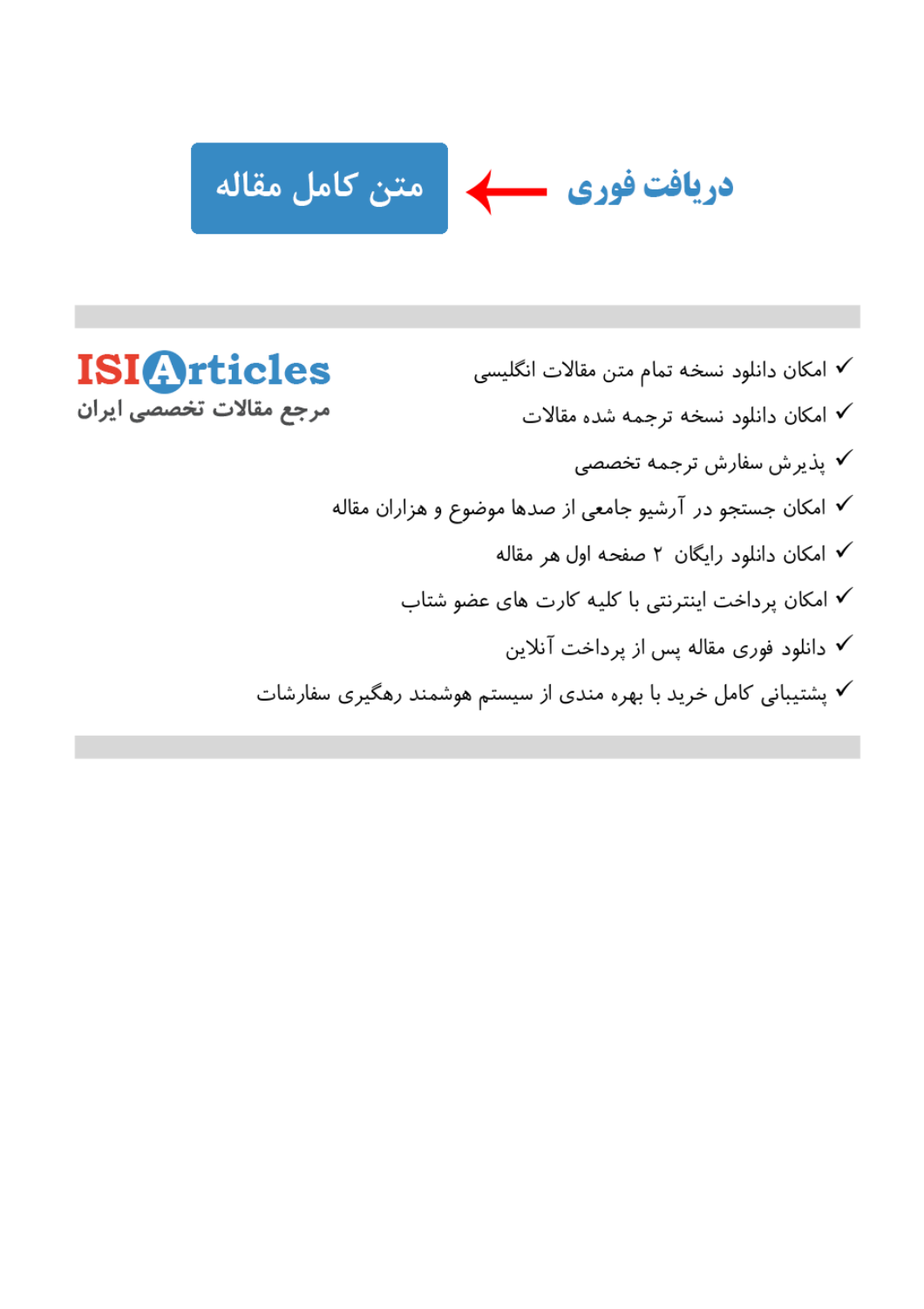دریافت فوری ← متن کامل مقاله

**ISIArticles**
مرجع مقالات تخصصی ایران

- ✓ امکان دانلود نسخه تمام متن مقالات انگلیسی
- ✓ امکان دانلود نسخه ترجمه شده مقالات
- ✓ پذیرش سفارش ترجمه تخصصی
- ✓ امکان جستجو در آرشیو جامعی از صدها موضوع و هزاران مقاله
- ✓ امکان دانلود رایگان ۲ صفحه اول هر مقاله
- ✓ امکان پرداخت اینترنتی با کلیه کارت های عضو شتاب
- ✓ دانلود فوری مقاله پس از پرداخت آنلاین
- ✓ پشتیبانی کامل خرید با بهره مندی از سیستم هوشمند رهگیری سفارشات